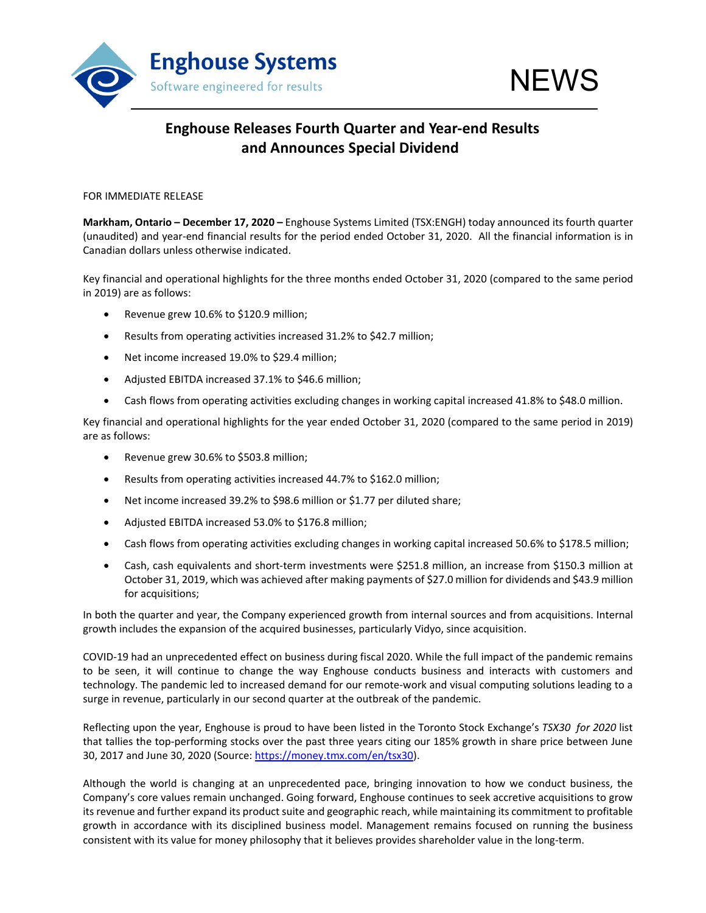Enghouse Systems

Software engineered for results

NEWS

# Enghouse Releases Fourth Quarter and Year-end Results and Announces Special Dividend

FOR IMMEDIATE RELEASE

**Markham, Ontario – December 17, 2020 –** Enghouse Systems Limited (TSX:ENGH) today announced its fourth quarter (unaudited) and year-end financial results for the period ended October 31, 2020. All the financial information is in Canadian dollars unless otherwise indicated.

Key financial and operational highlights for the three months ended October 31, 2020 (compared to the same period in 2019) are as follows:

- Revenue grew 10.6% to $120.9 million;
- Results from operating activities increased 31.2% to $42.7 million;
- Net income increased 19.0% to $29.4 million;
- Adjusted EBITDA increased 37.1% to $46.6 million;
- Cash flows from operating activities excluding changes in working capital increased 41.8% to $48.0 million.

Key financial and operational highlights for the year ended October 31, 2020 (compared to the same period in 2019) are as follows:

- Revenue grew 30.6% to $503.8 million;
- Results from operating activities increased 44.7% to $162.0 million;
- Net income increased 39.2% to $98.6 million or $1.77 per diluted share;
- Adjusted EBITDA increased 53.0% to $176.8 million;
- Cash flows from operating activities excluding changes in working capital increased 50.6% to $178.5 million;
- Cash, cash equivalents and short-term investments were $251.8 million, an increase from $150.3 million at October 31, 2019, which was achieved after making payments of $27.0 million for dividends and $43.9 million for acquisitions;

In both the quarter and year, the Company experienced growth from internal sources and from acquisitions. Internal growth includes the expansion of the acquired businesses, particularly Vidyo, since acquisition.

COVID-19 had an unprecedented effect on business during fiscal 2020. While the full impact of the pandemic remains to be seen, it will continue to change the way Enghouse conducts business and interacts with customers and technology. The pandemic led to increased demand for our remote-work and visual computing solutions leading to a surge in revenue, particularly in our second quarter at the outbreak of the pandemic.

Reflecting upon the year, Enghouse is proud to have been listed in the Toronto Stock Exchange's *TSX30 for 2020* list that tallies the top-performing stocks over the past three years citing our 185% growth in share price between June 30, 2017 and June 30, 2020 (Source: https://money.tmx.com/en/tsx30).

Although the world is changing at an unprecedented pace, bringing innovation to how we conduct business, the Company's core values remain unchanged. Going forward, Enghouse continues to seek accretive acquisitions to grow its revenue and further expand its product suite and geographic reach, while maintaining its commitment to profitable growth in accordance with its disciplined business model. Management remains focused on running the business consistent with its value for money philosophy that it believes provides shareholder value in the long-term.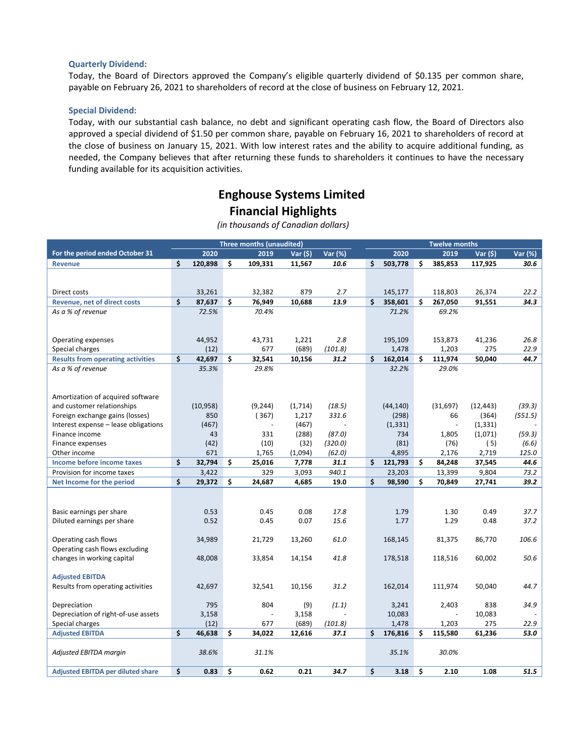### Quarterly Dividend:

Today, the Board of Directors approved the Company's eligible quarterly dividend of $0.135 per common share, payable on February 26, 2021 to shareholders of record at the close of business on February 12, 2021.

### Special Dividend:

Today, with our substantial cash balance, no debt and significant operating cash flow, the Board of Directors also approved a special dividend of $1.50 per common share, payable on February 16, 2021 to shareholders of record at the close of business on January 15, 2021. With low interest rates and the ability to acquire additional funding, as needed, the Company believes that after returning these funds to shareholders it continues to have the necessary funding available for its acquisition activities.

# Enghouse Systems Limited
## Financial Highlights

*(in thousands of Canadian dollars)*

| | Three months (unaudited) | | | | Twelve months | | | |
|---|---|---|---|---|---|---|---|---|
| **For the period ended October 31** | **2020** | **2019** | **Var ($)** | **Var (%)** | **2020** | **2019** | **Var ($)** | **Var (%)** |
| **Revenue** | **$ 120,898** | **$ 109,331** | **11,567** | ***10.6*** | **$ 503,778** | **$ 385,853** | **117,925** | ***30.6*** |
| Direct costs | 33,261 | 32,382 | 879 | *2.7* | 145,177 | 118,803 | 26,374 | *22.2* |
| **Revenue, net of direct costs** | **$ 87,637** | **$ 76,949** | **10,688** | ***13.9*** | **$ 358,601** | **$ 267,050** | **91,551** | ***34.3*** |
| *As a % of revenue* | *72.5%* | *70.4%* | | | *71.2%* | *69.2%* | | |
| Operating expenses | 44,952 | 43,731 | 1,221 | *2.8* | 195,109 | 153,873 | 41,236 | *26.8* |
| Special charges | (12) | 677 | (689) | *(101.8)* | 1,478 | 1,203 | 275 | *22.9* |
| **Results from operating activities** | **$ 42,697** | **$ 32,541** | **10,156** | ***31.2*** | **$ 162,014** | **$ 111,974** | **50,040** | ***44.7*** |
| *As a % of revenue* | *35.3%* | *29.8%* | | | *32.2%* | *29.0%* | | |
| Amortization of acquired software and customer relationships | (10,958) | (9,244) | (1,714) | *(18.5)* | (44,140) | (31,697) | (12,443) | *(39.3)* |
| Foreign exchange gains (losses) | 850 | (367) | 1,217 | *331.6* | (298) | 66 | (364) | *(551.5)* |
| Interest expense – lease obligations | (467) | - | (467) | - | (1,331) | - | (1,331) | - |
| Finance income | 43 | 331 | (288) | *(87.0)* | 734 | 1,805 | (1,071) | *(59.3)* |
| Finance expenses | (42) | (10) | (32) | *(320.0)* | (81) | (76) | (5) | *(6.6)* |
| Other income | 671 | 1,765 | (1,094) | *(62.0)* | 4,895 | 2,176 | 2,719 | *125.0* |
| **Income before income taxes** | **$ 32,794** | **$ 25,016** | **7,778** | ***31.1*** | **$ 121,793** | **$ 84,248** | **37,545** | ***44.6*** |
| Provision for income taxes | 3,422 | 329 | 3,093 | *940.1* | 23,203 | 13,399 | 9,804 | *73.2* |
| **Net Income for the period** | **$ 29,372** | **$ 24,687** | **4,685** | **19.0** | **$ 98,590** | **$ 70,849** | **27,741** | ***39.2*** |
| Basic earnings per share | 0.53 | 0.45 | 0.08 | *17.8* | 1.79 | 1.30 | 0.49 | *37.7* |
| Diluted earnings per share | 0.52 | 0.45 | 0.07 | *15.6* | 1.77 | 1.29 | 0.48 | *37.2* |
| Operating cash flows | 34,989 | 21,729 | 13,260 | *61.0* | 168,145 | 81,375 | 86,770 | *106.6* |
| Operating cash flows excluding changes in working capital | 48,008 | 33,854 | 14,154 | *41.8* | 178,518 | 118,516 | 60,002 | *50.6* |
| **Adjusted EBITDA** | | | | | | | | |
| Results from operating activities | 42,697 | 32,541 | 10,156 | *31.2* | 162,014 | 111,974 | 50,040 | *44.7* |
| Depreciation | 795 | 804 | (9) | *(1.1)* | 3,241 | 2,403 | 838 | *34.9* |
| Depreciation of right-of-use assets | 3,158 | - | 3,158 | - | 10,083 | - | 10,083 | - |
| Special charges | (12) | 677 | (689) | *(101.8)* | 1,478 | 1,203 | 275 | *22.9* |
| **Adjusted EBITDA** | **$ 46,638** | **$ 34,022** | **12,616** | ***37.1*** | **$ 176,816** | **$ 115,580** | **61,236** | ***53.0*** |
| *Adjusted EBITDA margin* | *38.6%* | *31.1%* | | | *35.1%* | *30.0%* | | |
| **Adjusted EBITDA per diluted share** | **$ 0.83** | **$ 0.62** | **0.21** | ***34.7*** | **$ 3.18** | **$ 2.10** | **1.08** | ***51.5*** |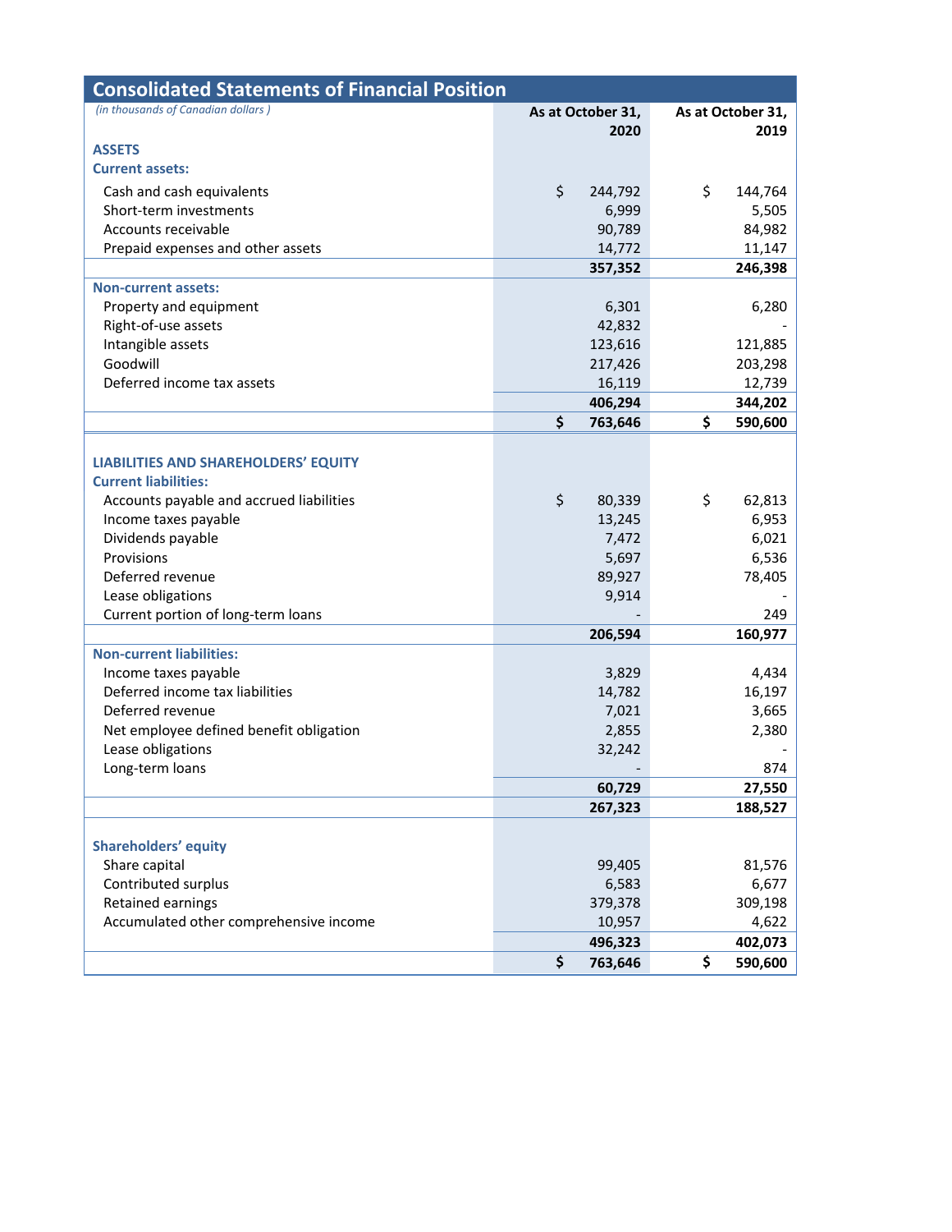## Consolidated Statements of Financial Position

*(in thousands of Canadian dollars)*

| | As at October 31, 2020 | As at October 31, 2019 |
|---|---|---|
| **ASSETS** | | |
| **Current assets:** | | |
| Cash and cash equivalents | $ 244,792 | $ 144,764 |
| Short-term investments | 6,999 | 5,505 |
| Accounts receivable | 90,789 | 84,982 |
| Prepaid expenses and other assets | 14,772 | 11,147 |
| | **357,352** | **246,398** |
| **Non-current assets:** | | |
| Property and equipment | 6,301 | 6,280 |
| Right-of-use assets | 42,832 | - |
| Intangible assets | 123,616 | 121,885 |
| Goodwill | 217,426 | 203,298 |
| Deferred income tax assets | 16,119 | 12,739 |
| | **406,294** | **344,202** |
| | **$ 763,646** | **$ 590,600** |
| **LIABILITIES AND SHAREHOLDERS' EQUITY** | | |
| **Current liabilities:** | | |
| Accounts payable and accrued liabilities | $ 80,339 | $ 62,813 |
| Income taxes payable | 13,245 | 6,953 |
| Dividends payable | 7,472 | 6,021 |
| Provisions | 5,697 | 6,536 |
| Deferred revenue | 89,927 | 78,405 |
| Lease obligations | 9,914 | - |
| Current portion of long-term loans | - | 249 |
| | **206,594** | **160,977** |
| **Non-current liabilities:** | | |
| Income taxes payable | 3,829 | 4,434 |
| Deferred income tax liabilities | 14,782 | 16,197 |
| Deferred revenue | 7,021 | 3,665 |
| Net employee defined benefit obligation | 2,855 | 2,380 |
| Lease obligations | 32,242 | - |
| Long-term loans | - | 874 |
| | **60,729** | **27,550** |
| | **267,323** | **188,527** |
| **Shareholders' equity** | | |
| Share capital | 99,405 | 81,576 |
| Contributed surplus | 6,583 | 6,677 |
| Retained earnings | 379,378 | 309,198 |
| Accumulated other comprehensive income | 10,957 | 4,622 |
| | **496,323** | **402,073** |
| | **$ 763,646** | **$ 590,600** |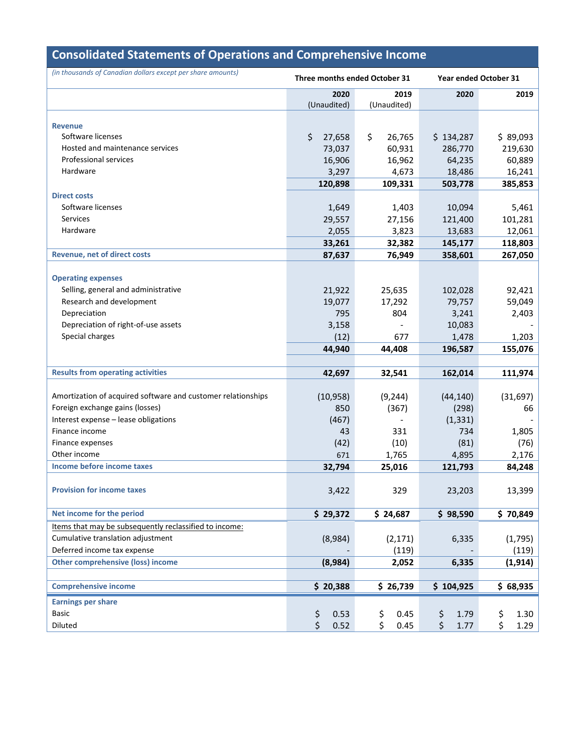# Consolidated Statements of Operations and Comprehensive Income

*(in thousands of Canadian dollars except per share amounts)*

| | Three months ended October 31 | | Year ended October 31 | |
|---|---|---|---|---|
| | 2020 (Unaudited) | 2019 (Unaudited) | 2020 | 2019 |
| **Revenue** | | | | |
| Software licenses | $ 27,658 | $ 26,765 | $ 134,287 | $ 89,093 |
| Hosted and maintenance services | 73,037 | 60,931 | 286,770 | 219,630 |
| Professional services | 16,906 | 16,962 | 64,235 | 60,889 |
| Hardware | 3,297 | 4,673 | 18,486 | 16,241 |
| | **120,898** | **109,331** | **503,778** | **385,853** |
| **Direct costs** | | | | |
| Software licenses | 1,649 | 1,403 | 10,094 | 5,461 |
| Services | 29,557 | 27,156 | 121,400 | 101,281 |
| Hardware | 2,055 | 3,823 | 13,683 | 12,061 |
| | **33,261** | **32,382** | **145,177** | **118,803** |
| **Revenue, net of direct costs** | **87,637** | **76,949** | **358,601** | **267,050** |
| **Operating expenses** | | | | |
| Selling, general and administrative | 21,922 | 25,635 | 102,028 | 92,421 |
| Research and development | 19,077 | 17,292 | 79,757 | 59,049 |
| Depreciation | 795 | 804 | 3,241 | 2,403 |
| Depreciation of right-of-use assets | 3,158 | - | 10,083 | - |
| Special charges | (12) | 677 | 1,478 | 1,203 |
| | **44,940** | **44,408** | **196,587** | **155,076** |
| **Results from operating activities** | **42,697** | **32,541** | **162,014** | **111,974** |
| Amortization of acquired software and customer relationships | (10,958) | (9,244) | (44,140) | (31,697) |
| Foreign exchange gains (losses) | 850 | (367) | (298) | 66 |
| Interest expense – lease obligations | (467) | - | (1,331) | - |
| Finance income | 43 | 331 | 734 | 1,805 |
| Finance expenses | (42) | (10) | (81) | (76) |
| Other income | 671 | 1,765 | 4,895 | 2,176 |
| **Income before income taxes** | **32,794** | **25,016** | **121,793** | **84,248** |
| **Provision for income taxes** | 3,422 | 329 | 23,203 | 13,399 |
| **Net income for the period** | **$ 29,372** | **$ 24,687** | **$ 98,590** | **$ 70,849** |
| Items that may be subsequently reclassified to income: | | | | |
| Cumulative translation adjustment | (8,984) | (2,171) | 6,335 | (1,795) |
| Deferred income tax expense | - | (119) | - | (119) |
| **Other comprehensive (loss) income** | **(8,984)** | **2,052** | **6,335** | **(1,914)** |
| **Comprehensive income** | **$ 20,388** | **$ 26,739** | **$ 104,925** | **$ 68,935** |
| **Earnings per share** | | | | |
| Basic | $ 0.53 | $ 0.45 | $ 1.79 | $ 1.30 |
| Diluted | $ 0.52 | $ 0.45 | $ 1.77 | $ 1.29 |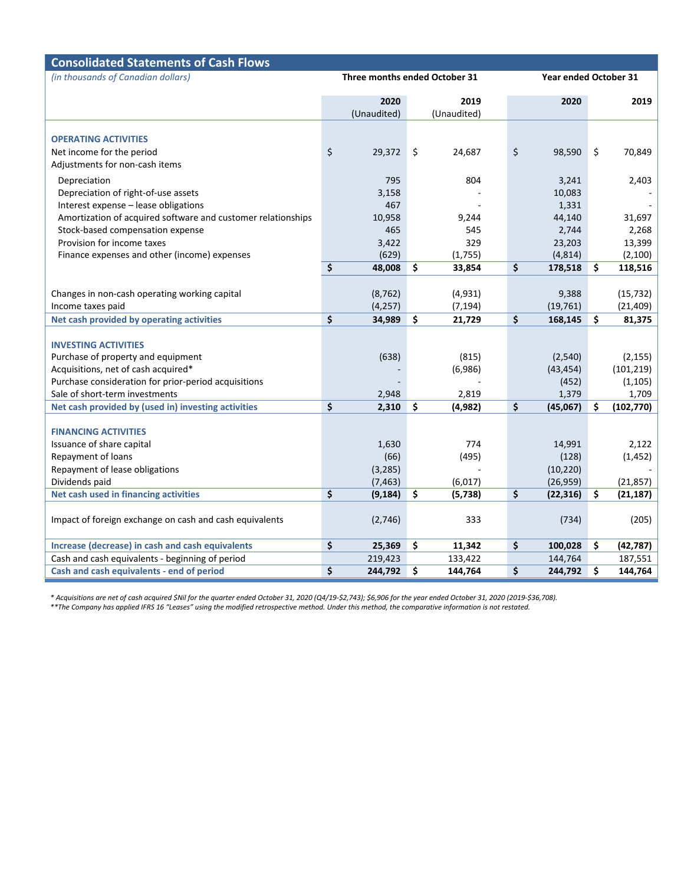## Consolidated Statements of Cash Flows

| *(in thousands of Canadian dollars)* | Three months ended October 31 | | Year ended October 31 | |
|---|---|---|---|---|
| | 2020 (Unaudited) | 2019 (Unaudited) | 2020 | 2019 |
| **OPERATING ACTIVITIES** | | | | |
| Net income for the period | $ 29,372 | $ 24,687 | $ 98,590 | $ 70,849 |
| Adjustments for non-cash items | | | | |
| Depreciation | 795 | 804 | 3,241 | 2,403 |
| Depreciation of right-of-use assets | 3,158 | - | 10,083 | - |
| Interest expense – lease obligations | 467 | - | 1,331 | - |
| Amortization of acquired software and customer relationships | 10,958 | 9,244 | 44,140 | 31,697 |
| Stock-based compensation expense | 465 | 545 | 2,744 | 2,268 |
| Provision for income taxes | 3,422 | 329 | 23,203 | 13,399 |
| Finance expenses and other (income) expenses | (629) | (1,755) | (4,814) | (2,100) |
| | **$ 48,008** | **$ 33,854** | **$ 178,518** | **$ 118,516** |
| Changes in non-cash operating working capital | (8,762) | (4,931) | 9,388 | (15,732) |
| Income taxes paid | (4,257) | (7,194) | (19,761) | (21,409) |
| **Net cash provided by operating activities** | **$ 34,989** | **$ 21,729** | **$ 168,145** | **$ 81,375** |
| **INVESTING ACTIVITIES** | | | | |
| Purchase of property and equipment | (638) | (815) | (2,540) | (2,155) |
| Acquisitions, net of cash acquired* | - | (6,986) | (43,454) | (101,219) |
| Purchase consideration for prior-period acquisitions | - | - | (452) | (1,105) |
| Sale of short-term investments | 2,948 | 2,819 | 1,379 | 1,709 |
| **Net cash provided by (used in) investing activities** | **$ 2,310** | **$ (4,982)** | **$ (45,067)** | **$ (102,770)** |
| **FINANCING ACTIVITIES** | | | | |
| Issuance of share capital | 1,630 | 774 | 14,991 | 2,122 |
| Repayment of loans | (66) | (495) | (128) | (1,452) |
| Repayment of lease obligations | (3,285) | - | (10,220) | - |
| Dividends paid | (7,463) | (6,017) | (26,959) | (21,857) |
| **Net cash used in financing activities** | **$ (9,184)** | **$ (5,738)** | **$ (22,316)** | **$ (21,187)** |
| Impact of foreign exchange on cash and cash equivalents | (2,746) | 333 | (734) | (205) |
| **Increase (decrease) in cash and cash equivalents** | **$ 25,369** | **$ 11,342** | **$ 100,028** | **$ (42,787)** |
| Cash and cash equivalents - beginning of period | 219,423 | 133,422 | 144,764 | 187,551 |
| **Cash and cash equivalents - end of period** | **$ 244,792** | **$ 144,764** | **$ 244,792** | **$ 144,764** |

*\* Acquisitions are net of cash acquired $Nil for the quarter ended October 31, 2020 (Q4/19-$2,743); $6,906 for the year ended October 31, 2020 (2019-$36,708).*
*\*\*The Company has applied IFRS 16 "Leases" using the modified retrospective method. Under this method, the comparative information is not restated.*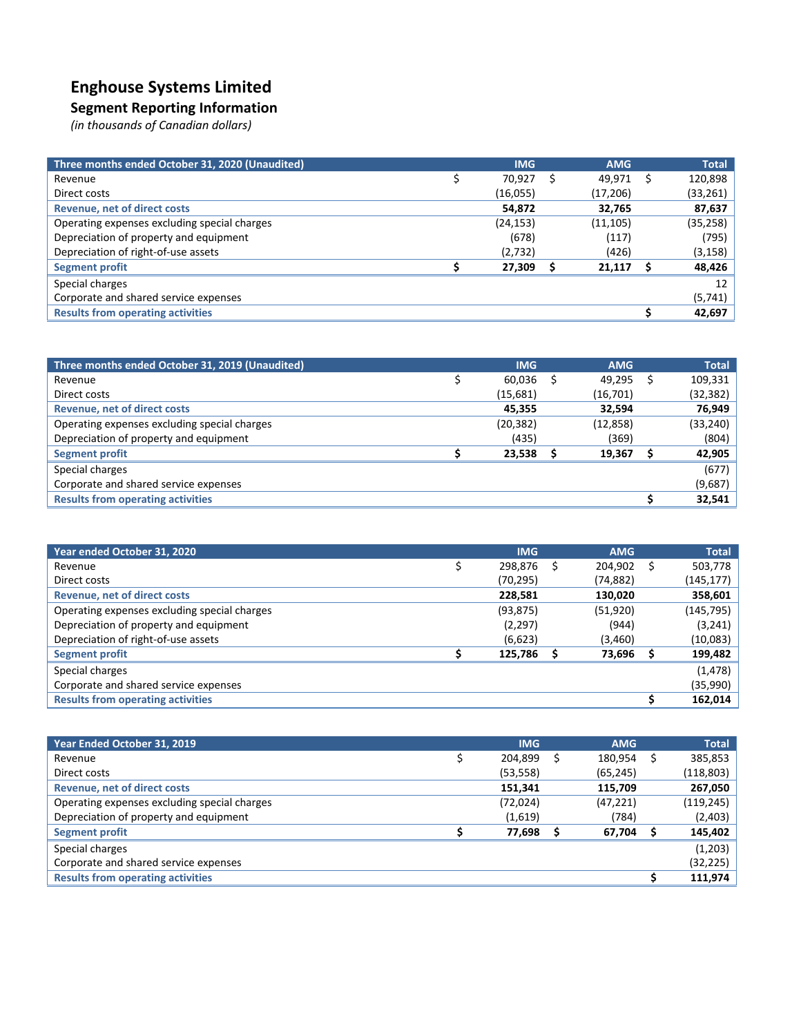# Enghouse Systems Limited

## Segment Reporting Information

*(in thousands of Canadian dollars)*

| Three months ended October 31, 2020 (Unaudited) | IMG | AMG | Total |
|---|---|---|---|
| Revenue | $ 70,927 | $ 49,971 | $ 120,898 |
| Direct costs | (16,055) | (17,206) | (33,261) |
| **Revenue, net of direct costs** | **54,872** | **32,765** | **87,637** |
| Operating expenses excluding special charges | (24,153) | (11,105) | (35,258) |
| Depreciation of property and equipment | (678) | (117) | (795) |
| Depreciation of right-of-use assets | (2,732) | (426) | (3,158) |
| **Segment profit** | **$ 27,309** | **$ 21,117** | **$ 48,426** |
| Special charges | | | 12 |
| Corporate and shared service expenses | | | (5,741) |
| **Results from operating activities** | | | **$ 42,697** |

| Three months ended October 31, 2019 (Unaudited) | IMG | AMG | Total |
|---|---|---|---|
| Revenue | $ 60,036 | $ 49,295 | $ 109,331 |
| Direct costs | (15,681) | (16,701) | (32,382) |
| **Revenue, net of direct costs** | **45,355** | **32,594** | **76,949** |
| Operating expenses excluding special charges | (20,382) | (12,858) | (33,240) |
| Depreciation of property and equipment | (435) | (369) | (804) |
| **Segment profit** | **$ 23,538** | **$ 19,367** | **$ 42,905** |
| Special charges | | | (677) |
| Corporate and shared service expenses | | | (9,687) |
| **Results from operating activities** | | | **$ 32,541** |

| Year ended October 31, 2020 | IMG | AMG | Total |
|---|---|---|---|
| Revenue | $ 298,876 | $ 204,902 | $ 503,778 |
| Direct costs | (70,295) | (74,882) | (145,177) |
| **Revenue, net of direct costs** | **228,581** | **130,020** | **358,601** |
| Operating expenses excluding special charges | (93,875) | (51,920) | (145,795) |
| Depreciation of property and equipment | (2,297) | (944) | (3,241) |
| Depreciation of right-of-use assets | (6,623) | (3,460) | (10,083) |
| **Segment profit** | **$ 125,786** | **$ 73,696** | **$ 199,482** |
| Special charges | | | (1,478) |
| Corporate and shared service expenses | | | (35,990) |
| **Results from operating activities** | | | **$ 162,014** |

| Year Ended October 31, 2019 | IMG | AMG | Total |
|---|---|---|---|
| Revenue | $ 204,899 | $ 180,954 | $ 385,853 |
| Direct costs | (53,558) | (65,245) | (118,803) |
| **Revenue, net of direct costs** | **151,341** | **115,709** | **267,050** |
| Operating expenses excluding special charges | (72,024) | (47,221) | (119,245) |
| Depreciation of property and equipment | (1,619) | (784) | (2,403) |
| **Segment profit** | **$ 77,698** | **$ 67,704** | **$ 145,402** |
| Special charges | | | (1,203) |
| Corporate and shared service expenses | | | (32,225) |
| **Results from operating activities** | | | **$ 111,974** |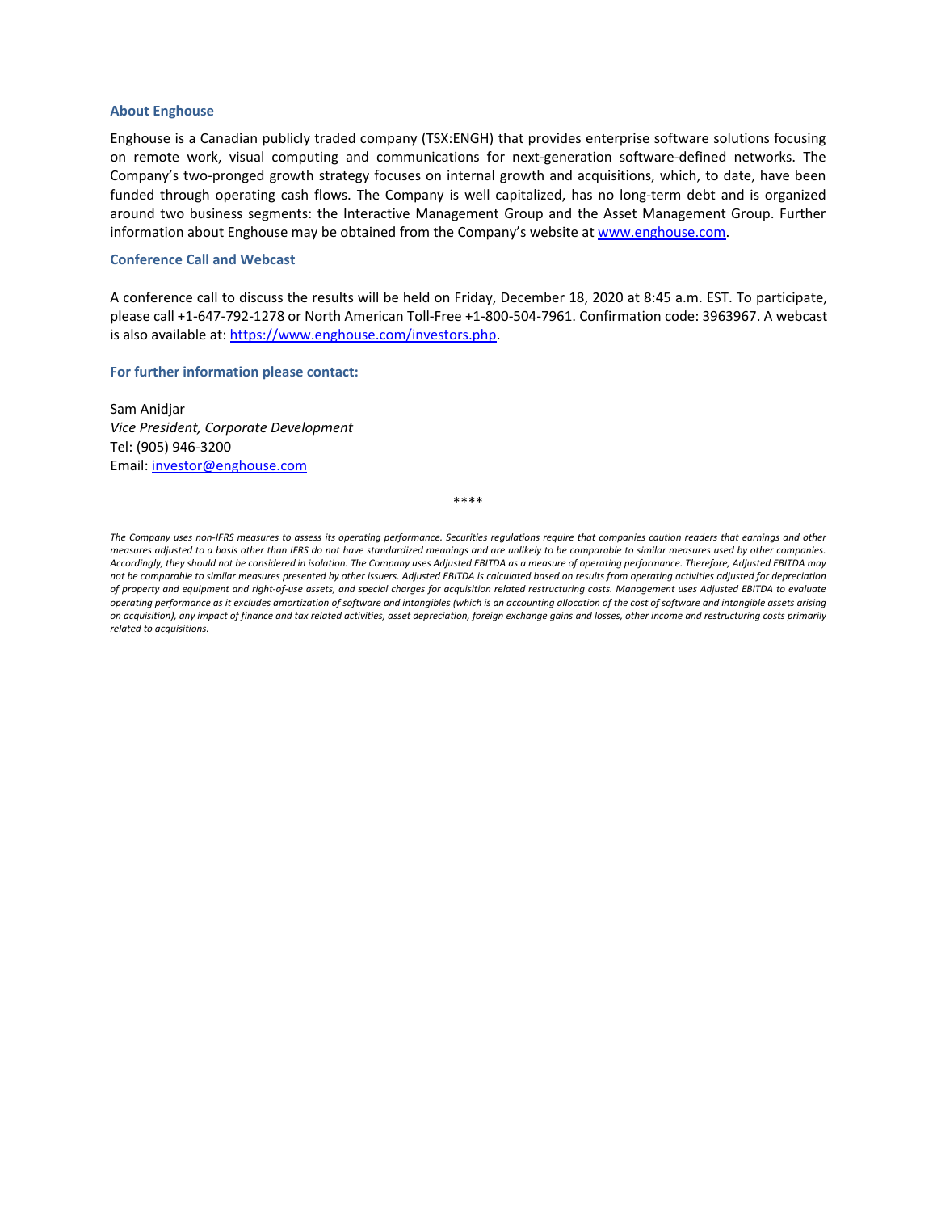### About Enghouse

Enghouse is a Canadian publicly traded company (TSX:ENGH) that provides enterprise software solutions focusing on remote work, visual computing and communications for next-generation software-defined networks. The Company's two-pronged growth strategy focuses on internal growth and acquisitions, which, to date, have been funded through operating cash flows. The Company is well capitalized, has no long-term debt and is organized around two business segments: the Interactive Management Group and the Asset Management Group. Further information about Enghouse may be obtained from the Company's website at www.enghouse.com.

### Conference Call and Webcast

A conference call to discuss the results will be held on Friday, December 18, 2020 at 8:45 a.m. EST. To participate, please call +1-647-792-1278 or North American Toll-Free +1-800-504-7961. Confirmation code: 3963967. A webcast is also available at: https://www.enghouse.com/investors.php.

### For further information please contact:

Sam Anidjar  
*Vice President, Corporate Development*  
Tel: (905) 946-3200  
Email: investor@enghouse.com

****

*The Company uses non-IFRS measures to assess its operating performance. Securities regulations require that companies caution readers that earnings and other measures adjusted to a basis other than IFRS do not have standardized meanings and are unlikely to be comparable to similar measures used by other companies. Accordingly, they should not be considered in isolation. The Company uses Adjusted EBITDA as a measure of operating performance. Therefore, Adjusted EBITDA may not be comparable to similar measures presented by other issuers. Adjusted EBITDA is calculated based on results from operating activities adjusted for depreciation of property and equipment and right-of-use assets, and special charges for acquisition related restructuring costs. Management uses Adjusted EBITDA to evaluate operating performance as it excludes amortization of software and intangibles (which is an accounting allocation of the cost of software and intangible assets arising on acquisition), any impact of finance and tax related activities, asset depreciation, foreign exchange gains and losses, other income and restructuring costs primarily related to acquisitions.*